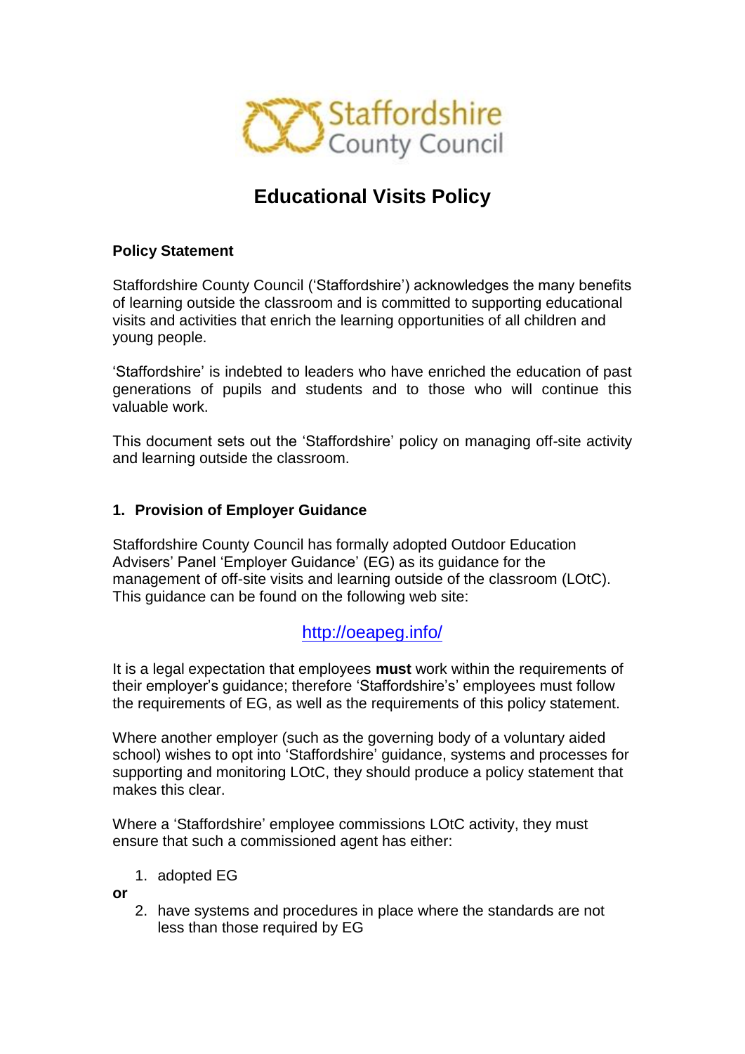Staffordshire County Council

# Educational Visits Policy

**Policy Statement**

Staffordshire County Council ('Staffordshire') acknowledges the many benefits of learning outside the classroom and is committed to supporting educational visits and activities that enrich the learning opportunities of all children and young people.

'Staffordshire' is indebted to leaders who have enriched the education of past generations of pupils and students and to those who will continue this valuable work.

This document sets out the 'Staffordshire' policy on managing off-site activity and learning outside the classroom.

## 1. Provision of Employer Guidance

Staffordshire County Council has formally adopted Outdoor Education Advisers' Panel 'Employer Guidance' (EG) as its guidance for the management of off-site visits and learning outside of the classroom (LOtC). This guidance can be found on the following web site:

http://oeapeg.info/

It is a legal expectation that employees **must** work within the requirements of their employer's guidance; therefore 'Staffordshire's' employees must follow the requirements of EG, as well as the requirements of this policy statement.

Where another employer (such as the governing body of a voluntary aided school) wishes to opt into 'Staffordshire' guidance, systems and processes for supporting and monitoring LOtC, they should produce a policy statement that makes this clear.

Where a 'Staffordshire' employee commissions LOtC activity, they must ensure that such a commissioned agent has either:

1. adopted EG

**or**

2. have systems and procedures in place where the standards are not less than those required by EG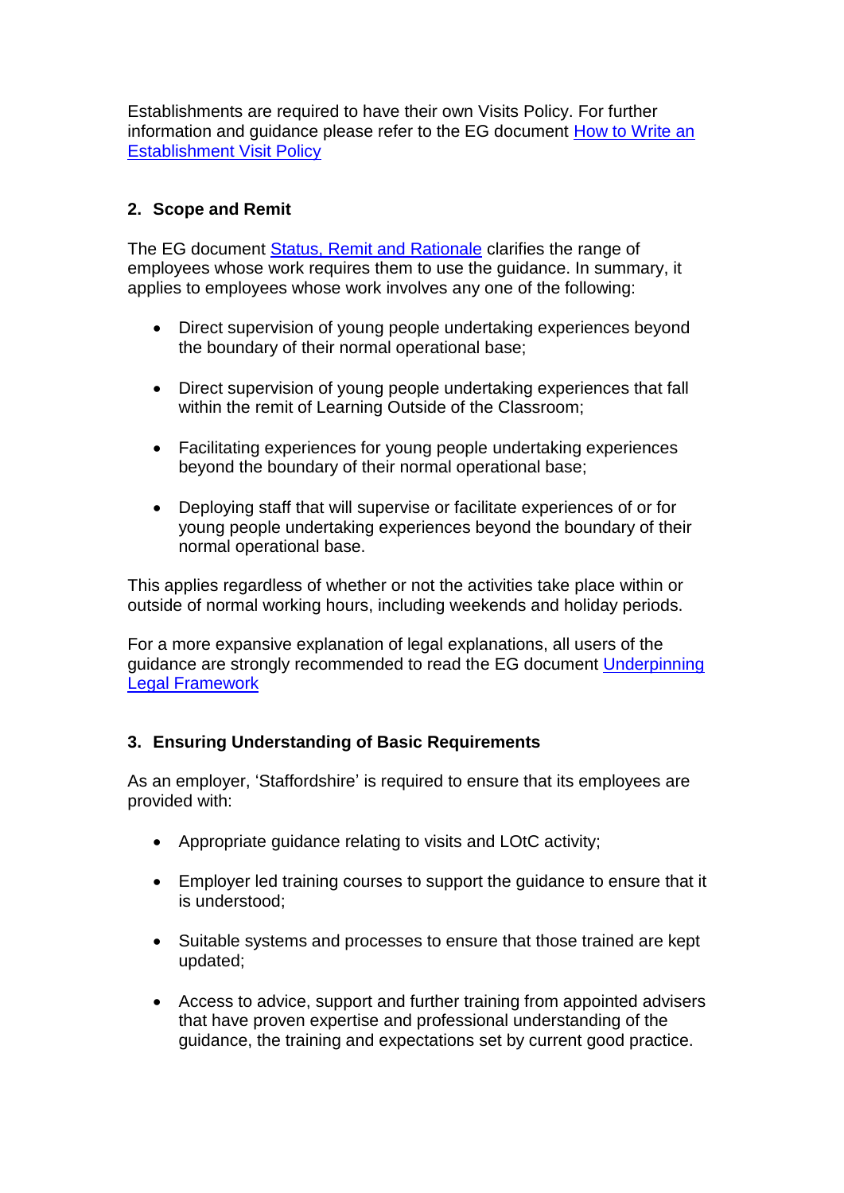Establishments are required to have their own Visits Policy. For further information and guidance please refer to the EG document [How to Write an Establishment Visit Policy]

## 2. Scope and Remit

The EG document [Status, Remit and Rationale] clarifies the range of employees whose work requires them to use the guidance. In summary, it applies to employees whose work involves any one of the following:

- Direct supervision of young people undertaking experiences beyond the boundary of their normal operational base;
- Direct supervision of young people undertaking experiences that fall within the remit of Learning Outside of the Classroom;
- Facilitating experiences for young people undertaking experiences beyond the boundary of their normal operational base;
- Deploying staff that will supervise or facilitate experiences of or for young people undertaking experiences beyond the boundary of their normal operational base.

This applies regardless of whether or not the activities take place within or outside of normal working hours, including weekends and holiday periods.

For a more expansive explanation of legal explanations, all users of the guidance are strongly recommended to read the EG document [Underpinning Legal Framework]

## 3. Ensuring Understanding of Basic Requirements

As an employer, 'Staffordshire' is required to ensure that its employees are provided with:

- Appropriate guidance relating to visits and LOtC activity;
- Employer led training courses to support the guidance to ensure that it is understood;
- Suitable systems and processes to ensure that those trained are kept updated;
- Access to advice, support and further training from appointed advisers that have proven expertise and professional understanding of the guidance, the training and expectations set by current good practice.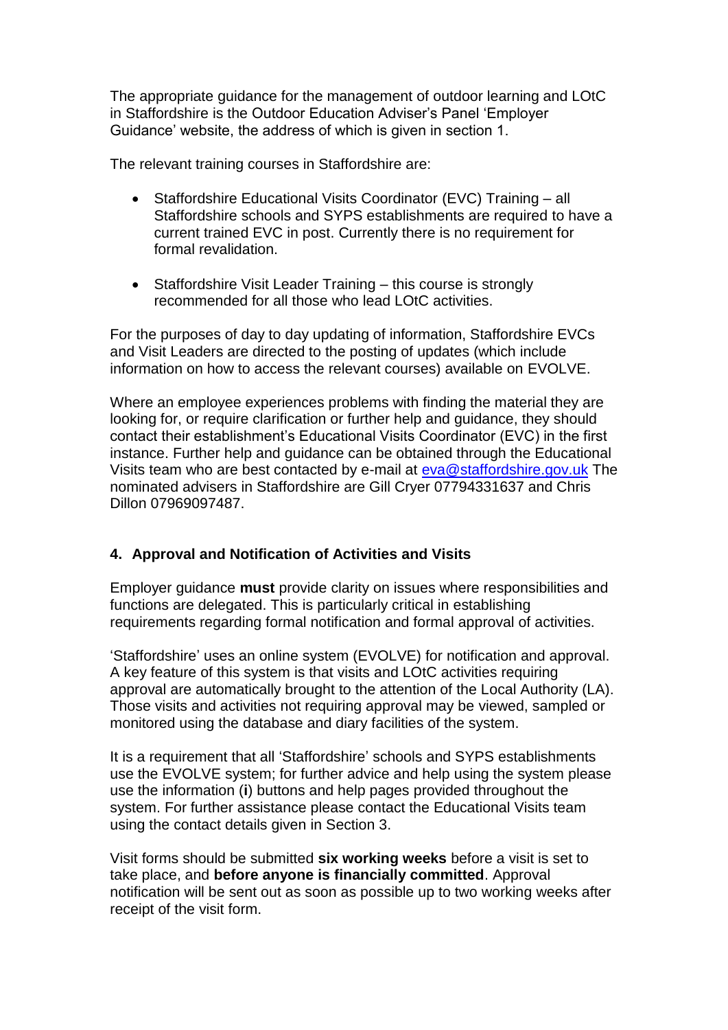The appropriate guidance for the management of outdoor learning and LOtC in Staffordshire is the Outdoor Education Adviser's Panel 'Employer Guidance' website, the address of which is given in section 1.

The relevant training courses in Staffordshire are:

- Staffordshire Educational Visits Coordinator (EVC) Training – all Staffordshire schools and SYPS establishments are required to have a current trained EVC in post. Currently there is no requirement for formal revalidation.
- Staffordshire Visit Leader Training – this course is strongly recommended for all those who lead LOtC activities.

For the purposes of day to day updating of information, Staffordshire EVCs and Visit Leaders are directed to the posting of updates (which include information on how to access the relevant courses) available on EVOLVE.

Where an employee experiences problems with finding the material they are looking for, or require clarification or further help and guidance, they should contact their establishment's Educational Visits Coordinator (EVC) in the first instance. Further help and guidance can be obtained through the Educational Visits team who are best contacted by e-mail at eva@staffordshire.gov.uk The nominated advisers in Staffordshire are Gill Cryer 07794331637 and Chris Dillon 07969097487.

## 4. Approval and Notification of Activities and Visits

Employer guidance **must** provide clarity on issues where responsibilities and functions are delegated. This is particularly critical in establishing requirements regarding formal notification and formal approval of activities.

'Staffordshire' uses an online system (EVOLVE) for notification and approval. A key feature of this system is that visits and LOtC activities requiring approval are automatically brought to the attention of the Local Authority (LA). Those visits and activities not requiring approval may be viewed, sampled or monitored using the database and diary facilities of the system.

It is a requirement that all 'Staffordshire' schools and SYPS establishments use the EVOLVE system; for further advice and help using the system please use the information (**i**) buttons and help pages provided throughout the system. For further assistance please contact the Educational Visits team using the contact details given in Section 3.

Visit forms should be submitted **six working weeks** before a visit is set to take place, and **before anyone is financially committed**. Approval notification will be sent out as soon as possible up to two working weeks after receipt of the visit form.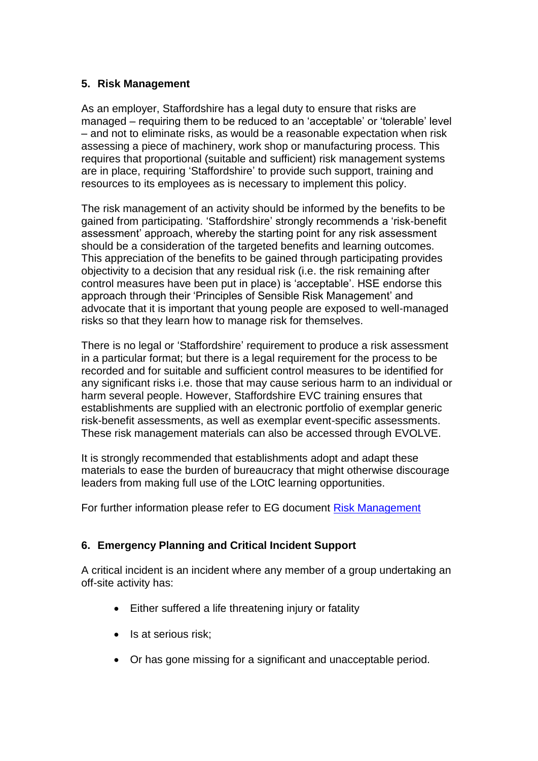## 5. Risk Management

As an employer, Staffordshire has a legal duty to ensure that risks are managed – requiring them to be reduced to an 'acceptable' or 'tolerable' level – and not to eliminate risks, as would be a reasonable expectation when risk assessing a piece of machinery, work shop or manufacturing process. This requires that proportional (suitable and sufficient) risk management systems are in place, requiring 'Staffordshire' to provide such support, training and resources to its employees as is necessary to implement this policy.

The risk management of an activity should be informed by the benefits to be gained from participating. 'Staffordshire' strongly recommends a 'risk-benefit assessment' approach, whereby the starting point for any risk assessment should be a consideration of the targeted benefits and learning outcomes. This appreciation of the benefits to be gained through participating provides objectivity to a decision that any residual risk (i.e. the risk remaining after control measures have been put in place) is 'acceptable'. HSE endorse this approach through their 'Principles of Sensible Risk Management' and advocate that it is important that young people are exposed to well-managed risks so that they learn how to manage risk for themselves.

There is no legal or 'Staffordshire' requirement to produce a risk assessment in a particular format; but there is a legal requirement for the process to be recorded and for suitable and sufficient control measures to be identified for any significant risks i.e. those that may cause serious harm to an individual or harm several people. However, Staffordshire EVC training ensures that establishments are supplied with an electronic portfolio of exemplar generic risk-benefit assessments, as well as exemplar event-specific assessments. These risk management materials can also be accessed through EVOLVE.

It is strongly recommended that establishments adopt and adapt these materials to ease the burden of bureaucracy that might otherwise discourage leaders from making full use of the LOtC learning opportunities.

For further information please refer to EG document Risk Management

## 6. Emergency Planning and Critical Incident Support

A critical incident is an incident where any member of a group undertaking an off-site activity has:

- Either suffered a life threatening injury or fatality
- Is at serious risk;
- Or has gone missing for a significant and unacceptable period.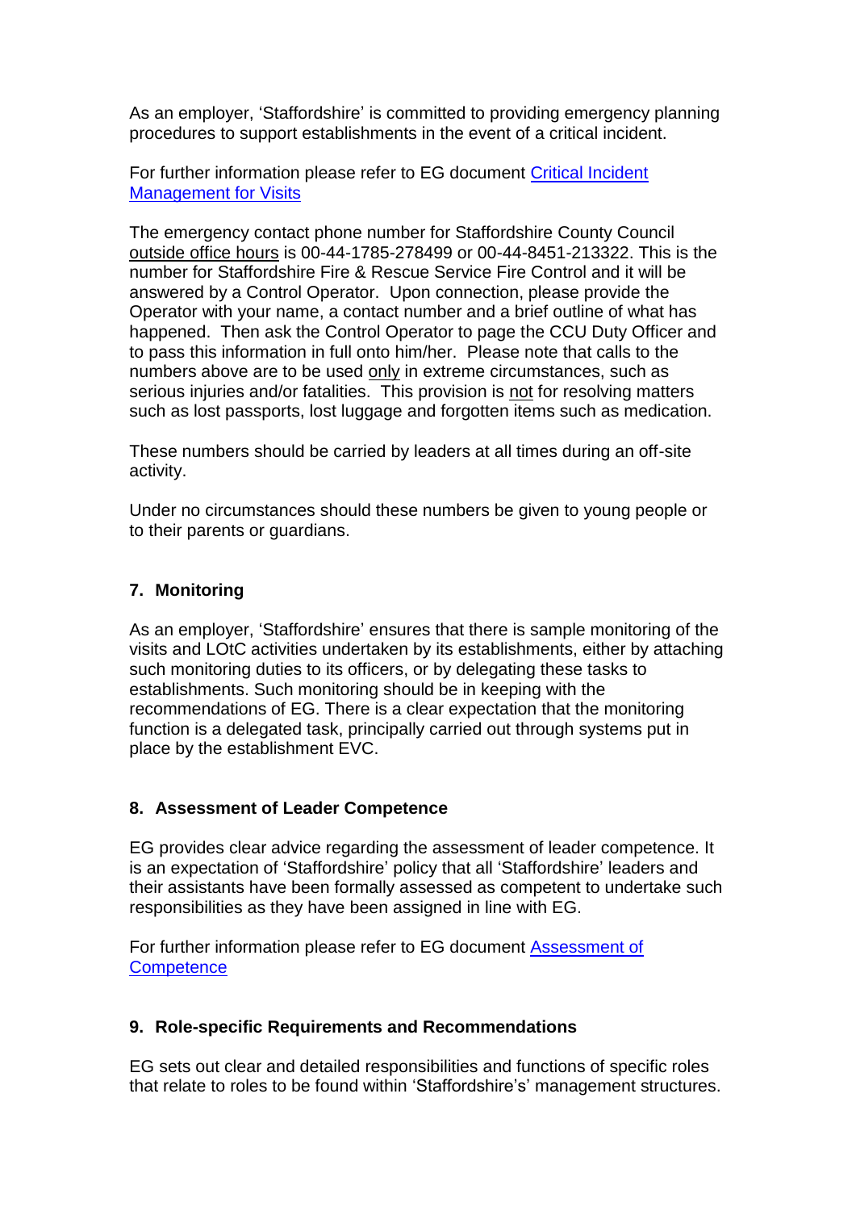As an employer, 'Staffordshire' is committed to providing emergency planning procedures to support establishments in the event of a critical incident.

For further information please refer to EG document [Critical Incident Management for Visits]

The emergency contact phone number for Staffordshire County Council outside office hours is 00-44-1785-278499 or 00-44-8451-213322. This is the number for Staffordshire Fire & Rescue Service Fire Control and it will be answered by a Control Operator. Upon connection, please provide the Operator with your name, a contact number and a brief outline of what has happened. Then ask the Control Operator to page the CCU Duty Officer and to pass this information in full onto him/her. Please note that calls to the numbers above are to be used only in extreme circumstances, such as serious injuries and/or fatalities. This provision is not for resolving matters such as lost passports, lost luggage and forgotten items such as medication.

These numbers should be carried by leaders at all times during an off-site activity.

Under no circumstances should these numbers be given to young people or to their parents or guardians.

## 7. Monitoring

As an employer, 'Staffordshire' ensures that there is sample monitoring of the visits and LOtC activities undertaken by its establishments, either by attaching such monitoring duties to its officers, or by delegating these tasks to establishments. Such monitoring should be in keeping with the recommendations of EG. There is a clear expectation that the monitoring function is a delegated task, principally carried out through systems put in place by the establishment EVC.

## 8. Assessment of Leader Competence

EG provides clear advice regarding the assessment of leader competence. It is an expectation of 'Staffordshire' policy that all 'Staffordshire' leaders and their assistants have been formally assessed as competent to undertake such responsibilities as they have been assigned in line with EG.

For further information please refer to EG document [Assessment of Competence]

## 9. Role-specific Requirements and Recommendations

EG sets out clear and detailed responsibilities and functions of specific roles that relate to roles to be found within 'Staffordshire's' management structures.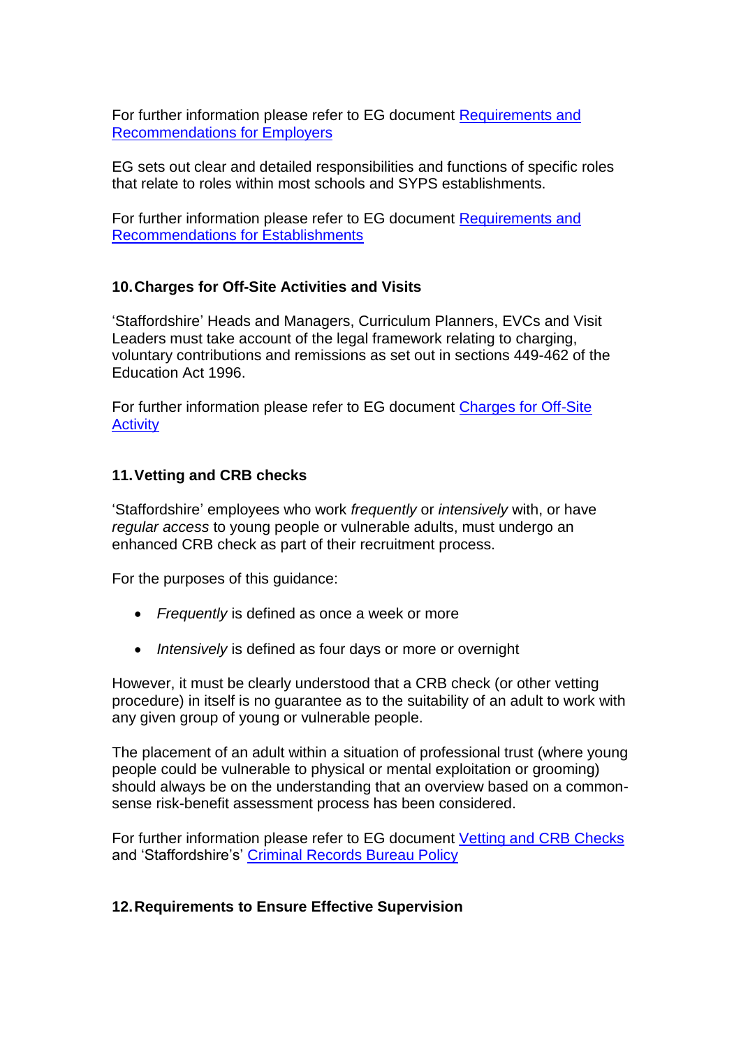For further information please refer to EG document Requirements and Recommendations for Employers

EG sets out clear and detailed responsibilities and functions of specific roles that relate to roles within most schools and SYPS establishments.

For further information please refer to EG document Requirements and Recommendations for Establishments

## 10. Charges for Off-Site Activities and Visits

'Staffordshire' Heads and Managers, Curriculum Planners, EVCs and Visit Leaders must take account of the legal framework relating to charging, voluntary contributions and remissions as set out in sections 449-462 of the Education Act 1996.

For further information please refer to EG document Charges for Off-Site Activity

## 11. Vetting and CRB checks

'Staffordshire' employees who work *frequently* or *intensively* with, or have *regular access* to young people or vulnerable adults, must undergo an enhanced CRB check as part of their recruitment process.

For the purposes of this guidance:

- *Frequently* is defined as once a week or more
- *Intensively* is defined as four days or more or overnight

However, it must be clearly understood that a CRB check (or other vetting procedure) in itself is no guarantee as to the suitability of an adult to work with any given group of young or vulnerable people.

The placement of an adult within a situation of professional trust (where young people could be vulnerable to physical or mental exploitation or grooming) should always be on the understanding that an overview based on a common-sense risk-benefit assessment process has been considered.

For further information please refer to EG document Vetting and CRB Checks and 'Staffordshire's' Criminal Records Bureau Policy

## 12. Requirements to Ensure Effective Supervision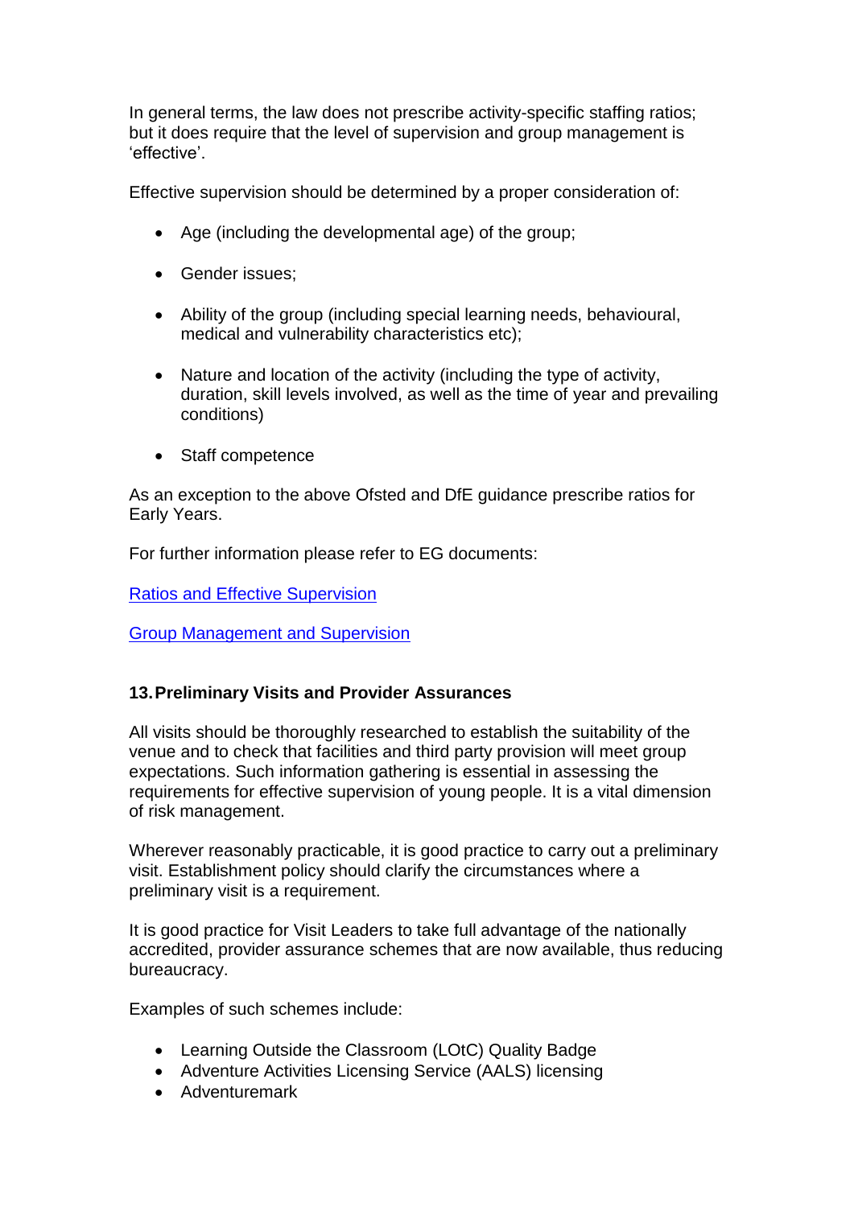In general terms, the law does not prescribe activity-specific staffing ratios; but it does require that the level of supervision and group management is 'effective'.

Effective supervision should be determined by a proper consideration of:

- Age (including the developmental age) of the group;
- Gender issues;
- Ability of the group (including special learning needs, behavioural, medical and vulnerability characteristics etc);
- Nature and location of the activity (including the type of activity, duration, skill levels involved, as well as the time of year and prevailing conditions)
- Staff competence

As an exception to the above Ofsted and DfE guidance prescribe ratios for Early Years.

For further information please refer to EG documents:

[Ratios and Effective Supervision]

[Group Management and Supervision]

## 13. Preliminary Visits and Provider Assurances

All visits should be thoroughly researched to establish the suitability of the venue and to check that facilities and third party provision will meet group expectations. Such information gathering is essential in assessing the requirements for effective supervision of young people. It is a vital dimension of risk management.

Wherever reasonably practicable, it is good practice to carry out a preliminary visit. Establishment policy should clarify the circumstances where a preliminary visit is a requirement.

It is good practice for Visit Leaders to take full advantage of the nationally accredited, provider assurance schemes that are now available, thus reducing bureaucracy.

Examples of such schemes include:

- Learning Outside the Classroom (LOtC) Quality Badge
- Adventure Activities Licensing Service (AALS) licensing
- Adventuremark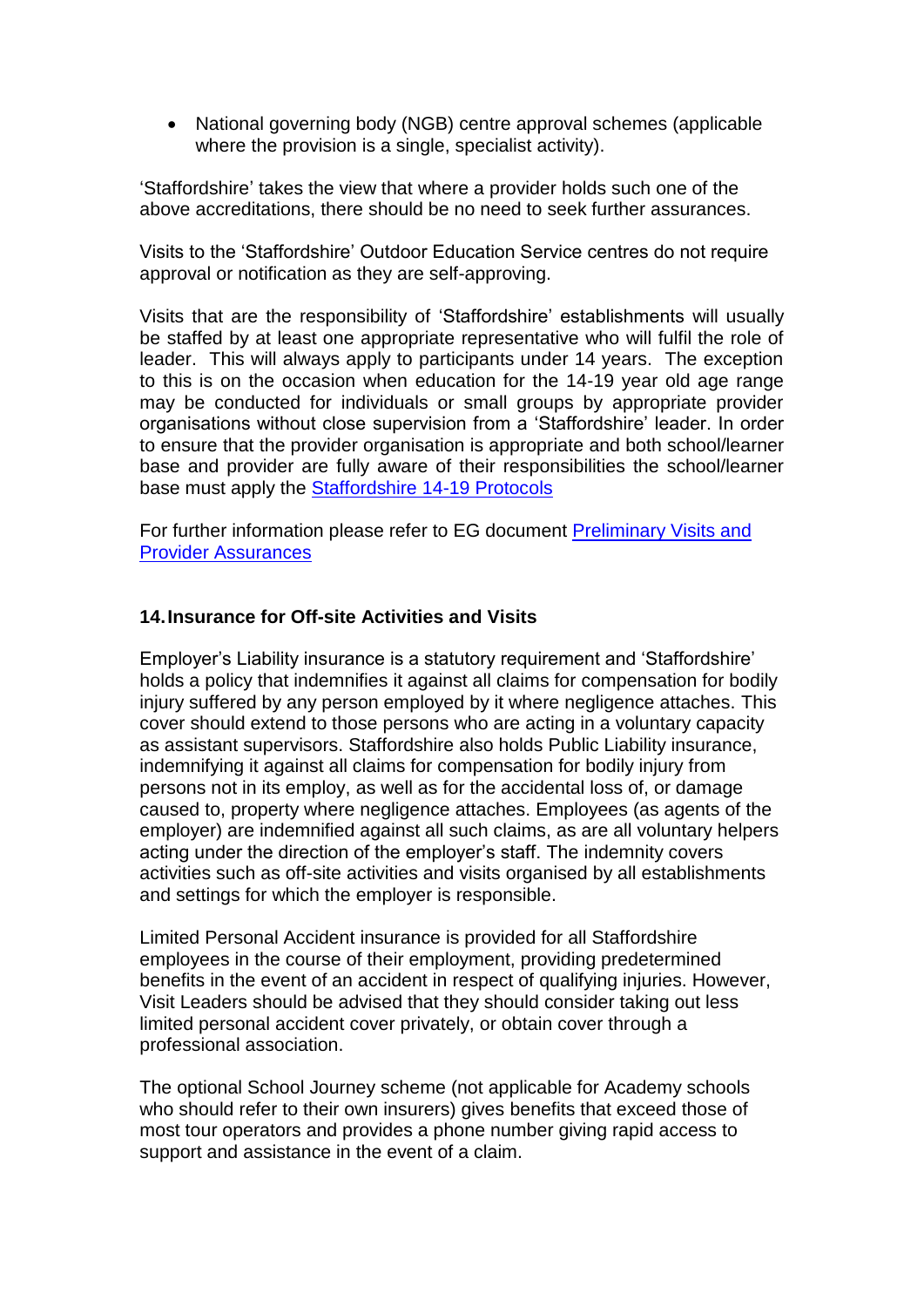- National governing body (NGB) centre approval schemes (applicable where the provision is a single, specialist activity).

'Staffordshire' takes the view that where a provider holds such one of the above accreditations, there should be no need to seek further assurances.

Visits to the 'Staffordshire' Outdoor Education Service centres do not require approval or notification as they are self-approving.

Visits that are the responsibility of 'Staffordshire' establishments will usually be staffed by at least one appropriate representative who will fulfil the role of leader. This will always apply to participants under 14 years. The exception to this is on the occasion when education for the 14-19 year old age range may be conducted for individuals or small groups by appropriate provider organisations without close supervision from a 'Staffordshire' leader. In order to ensure that the provider organisation is appropriate and both school/learner base and provider are fully aware of their responsibilities the school/learner base must apply the Staffordshire 14-19 Protocols

For further information please refer to EG document Preliminary Visits and Provider Assurances

## 14. Insurance for Off-site Activities and Visits

Employer's Liability insurance is a statutory requirement and 'Staffordshire' holds a policy that indemnifies it against all claims for compensation for bodily injury suffered by any person employed by it where negligence attaches. This cover should extend to those persons who are acting in a voluntary capacity as assistant supervisors. Staffordshire also holds Public Liability insurance, indemnifying it against all claims for compensation for bodily injury from persons not in its employ, as well as for the accidental loss of, or damage caused to, property where negligence attaches. Employees (as agents of the employer) are indemnified against all such claims, as are all voluntary helpers acting under the direction of the employer's staff. The indemnity covers activities such as off-site activities and visits organised by all establishments and settings for which the employer is responsible.

Limited Personal Accident insurance is provided for all Staffordshire employees in the course of their employment, providing predetermined benefits in the event of an accident in respect of qualifying injuries. However, Visit Leaders should be advised that they should consider taking out less limited personal accident cover privately, or obtain cover through a professional association.

The optional School Journey scheme (not applicable for Academy schools who should refer to their own insurers) gives benefits that exceed those of most tour operators and provides a phone number giving rapid access to support and assistance in the event of a claim.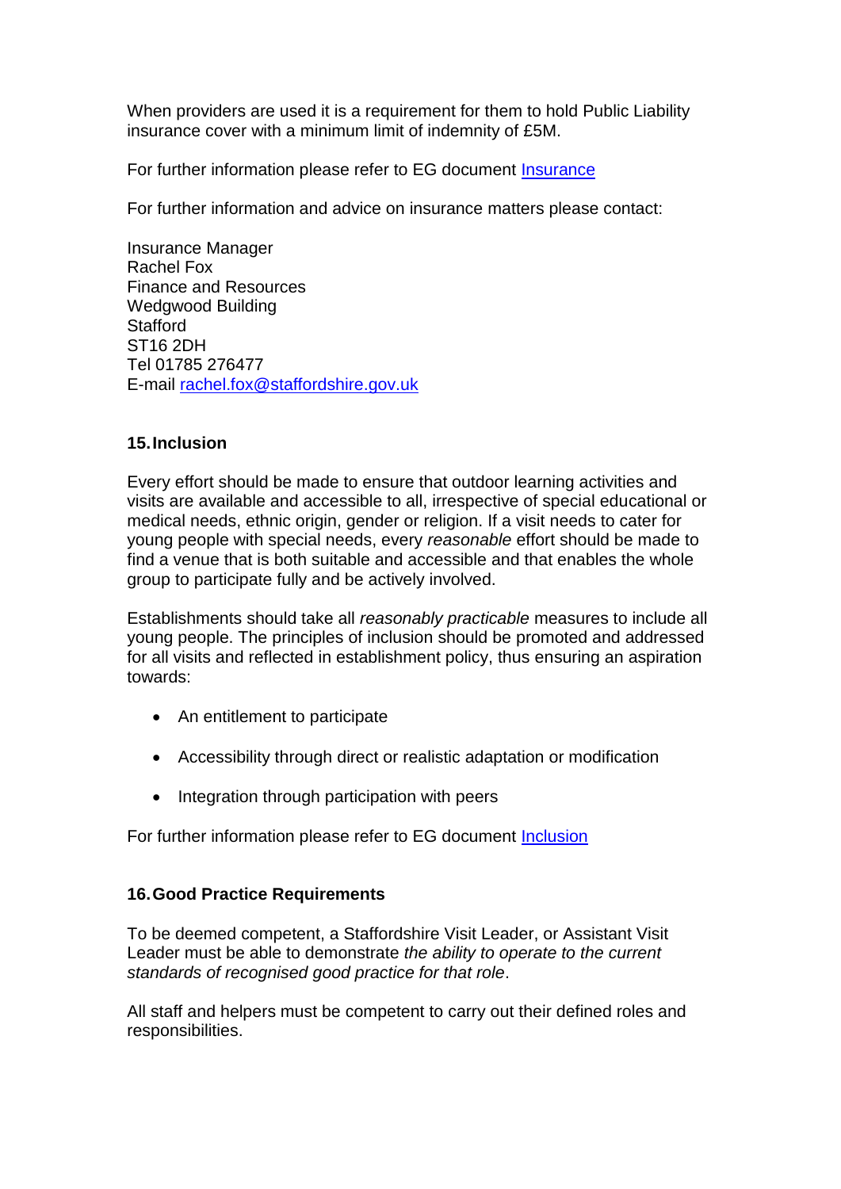When providers are used it is a requirement for them to hold Public Liability insurance cover with a minimum limit of indemnity of £5M.

For further information please refer to EG document [Insurance]

For further information and advice on insurance matters please contact:

Insurance Manager  
Rachel Fox  
Finance and Resources  
Wedgwood Building  
Stafford  
ST16 2DH  
Tel 01785 276477  
E-mail rachel.fox@staffordshire.gov.uk

## 15. Inclusion

Every effort should be made to ensure that outdoor learning activities and visits are available and accessible to all, irrespective of special educational or medical needs, ethnic origin, gender or religion. If a visit needs to cater for young people with special needs, every *reasonable* effort should be made to find a venue that is both suitable and accessible and that enables the whole group to participate fully and be actively involved.

Establishments should take all *reasonably practicable* measures to include all young people. The principles of inclusion should be promoted and addressed for all visits and reflected in establishment policy, thus ensuring an aspiration towards:

- An entitlement to participate
- Accessibility through direct or realistic adaptation or modification
- Integration through participation with peers

For further information please refer to EG document [Inclusion]

## 16. Good Practice Requirements

To be deemed competent, a Staffordshire Visit Leader, or Assistant Visit Leader must be able to demonstrate *the ability to operate to the current standards of recognised good practice for that role*.

All staff and helpers must be competent to carry out their defined roles and responsibilities.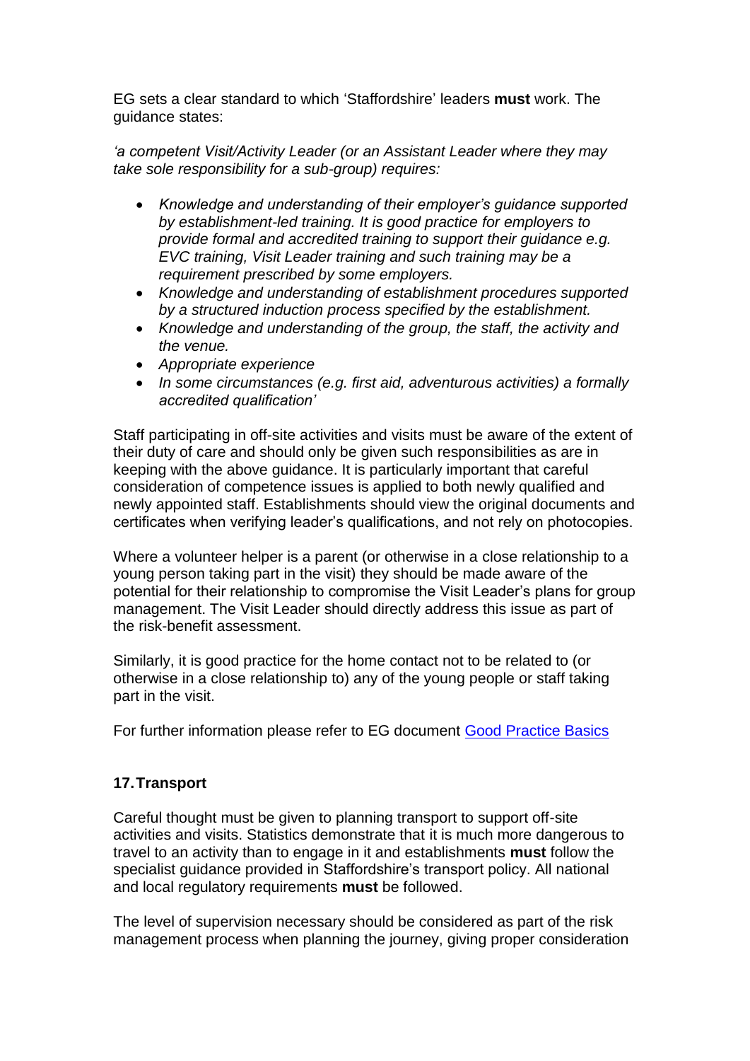EG sets a clear standard to which 'Staffordshire' leaders **must** work. The guidance states:

*'a competent Visit/Activity Leader (or an Assistant Leader where they may take sole responsibility for a sub-group) requires:*

- *Knowledge and understanding of their employer's guidance supported by establishment-led training. It is good practice for employers to provide formal and accredited training to support their guidance e.g. EVC training, Visit Leader training and such training may be a requirement prescribed by some employers.*
- *Knowledge and understanding of establishment procedures supported by a structured induction process specified by the establishment.*
- *Knowledge and understanding of the group, the staff, the activity and the venue.*
- *Appropriate experience*
- *In some circumstances (e.g. first aid, adventurous activities) a formally accredited qualification'*

Staff participating in off-site activities and visits must be aware of the extent of their duty of care and should only be given such responsibilities as are in keeping with the above guidance. It is particularly important that careful consideration of competence issues is applied to both newly qualified and newly appointed staff. Establishments should view the original documents and certificates when verifying leader's qualifications, and not rely on photocopies.

Where a volunteer helper is a parent (or otherwise in a close relationship to a young person taking part in the visit) they should be made aware of the potential for their relationship to compromise the Visit Leader's plans for group management. The Visit Leader should directly address this issue as part of the risk-benefit assessment.

Similarly, it is good practice for the home contact not to be related to (or otherwise in a close relationship to) any of the young people or staff taking part in the visit.

For further information please refer to EG document [Good Practice Basics]

## 17. Transport

Careful thought must be given to planning transport to support off-site activities and visits. Statistics demonstrate that it is much more dangerous to travel to an activity than to engage in it and establishments **must** follow the specialist guidance provided in Staffordshire's transport policy. All national and local regulatory requirements **must** be followed.

The level of supervision necessary should be considered as part of the risk management process when planning the journey, giving proper consideration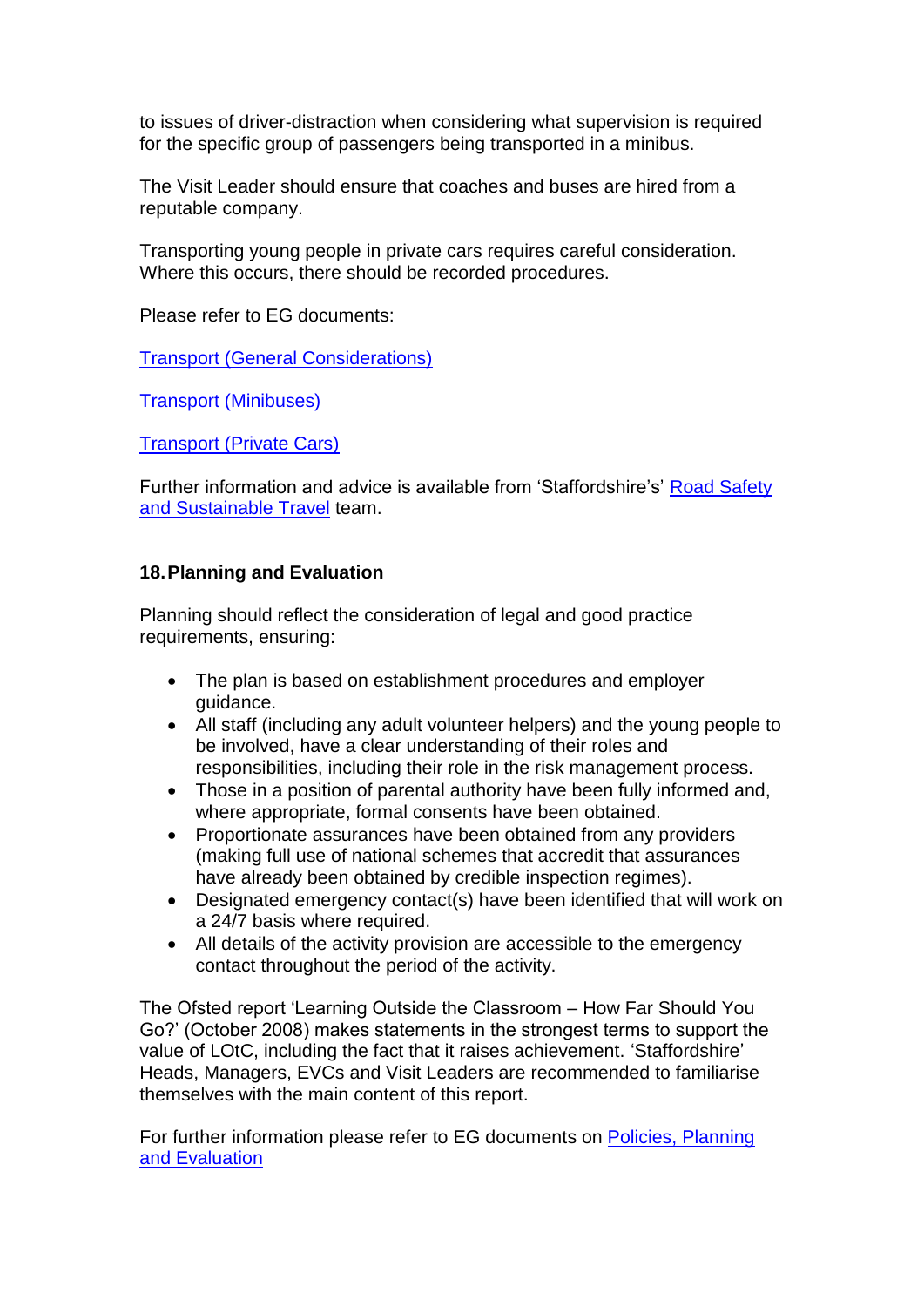to issues of driver-distraction when considering what supervision is required for the specific group of passengers being transported in a minibus.

The Visit Leader should ensure that coaches and buses are hired from a reputable company.

Transporting young people in private cars requires careful consideration. Where this occurs, there should be recorded procedures.

Please refer to EG documents:

Transport (General Considerations)

Transport (Minibuses)

Transport (Private Cars)

Further information and advice is available from 'Staffordshire's' Road Safety and Sustainable Travel team.

## 18. Planning and Evaluation

Planning should reflect the consideration of legal and good practice requirements, ensuring:

- The plan is based on establishment procedures and employer guidance.
- All staff (including any adult volunteer helpers) and the young people to be involved, have a clear understanding of their roles and responsibilities, including their role in the risk management process.
- Those in a position of parental authority have been fully informed and, where appropriate, formal consents have been obtained.
- Proportionate assurances have been obtained from any providers (making full use of national schemes that accredit that assurances have already been obtained by credible inspection regimes).
- Designated emergency contact(s) have been identified that will work on a 24/7 basis where required.
- All details of the activity provision are accessible to the emergency contact throughout the period of the activity.

The Ofsted report 'Learning Outside the Classroom – How Far Should You Go?' (October 2008) makes statements in the strongest terms to support the value of LOtC, including the fact that it raises achievement. 'Staffordshire' Heads, Managers, EVCs and Visit Leaders are recommended to familiarise themselves with the main content of this report.

For further information please refer to EG documents on Policies, Planning and Evaluation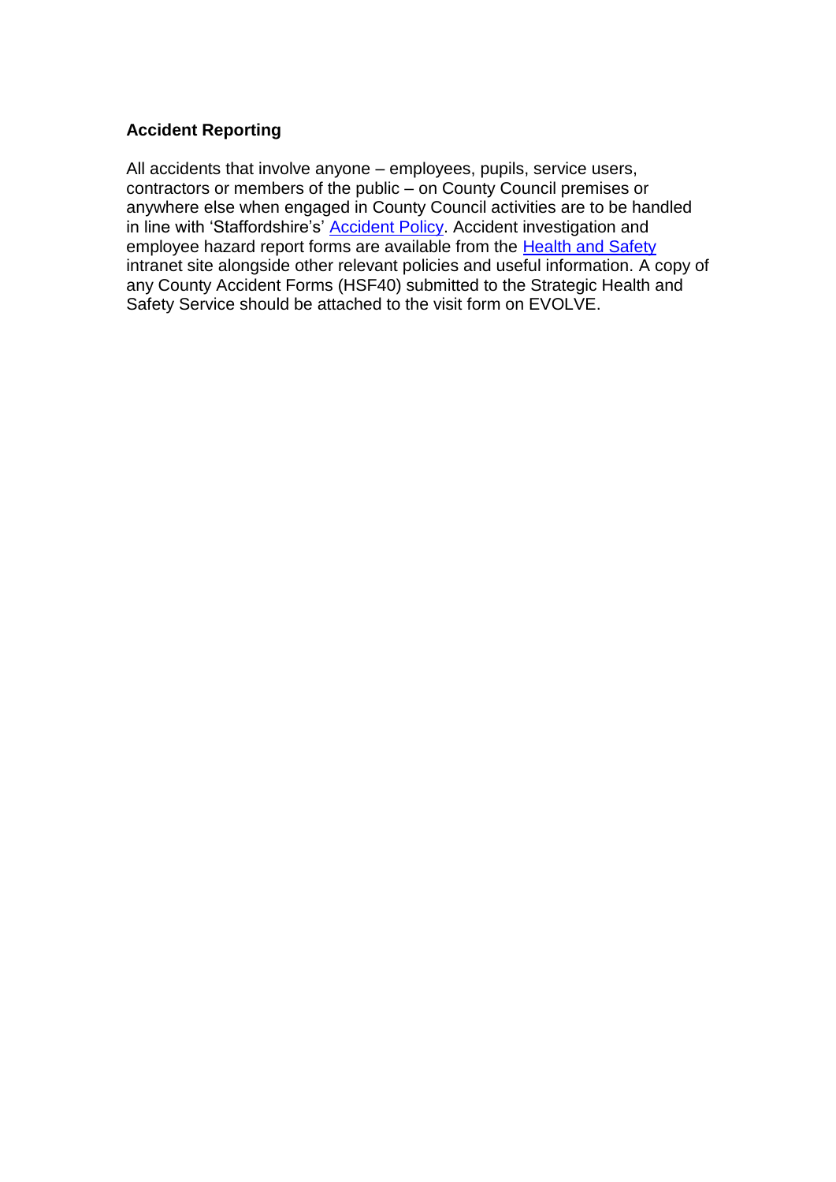**Accident Reporting**

All accidents that involve anyone – employees, pupils, service users, contractors or members of the public – on County Council premises or anywhere else when engaged in County Council activities are to be handled in line with 'Staffordshire's' Accident Policy. Accident investigation and employee hazard report forms are available from the Health and Safety intranet site alongside other relevant policies and useful information. A copy of any County Accident Forms (HSF40) submitted to the Strategic Health and Safety Service should be attached to the visit form on EVOLVE.